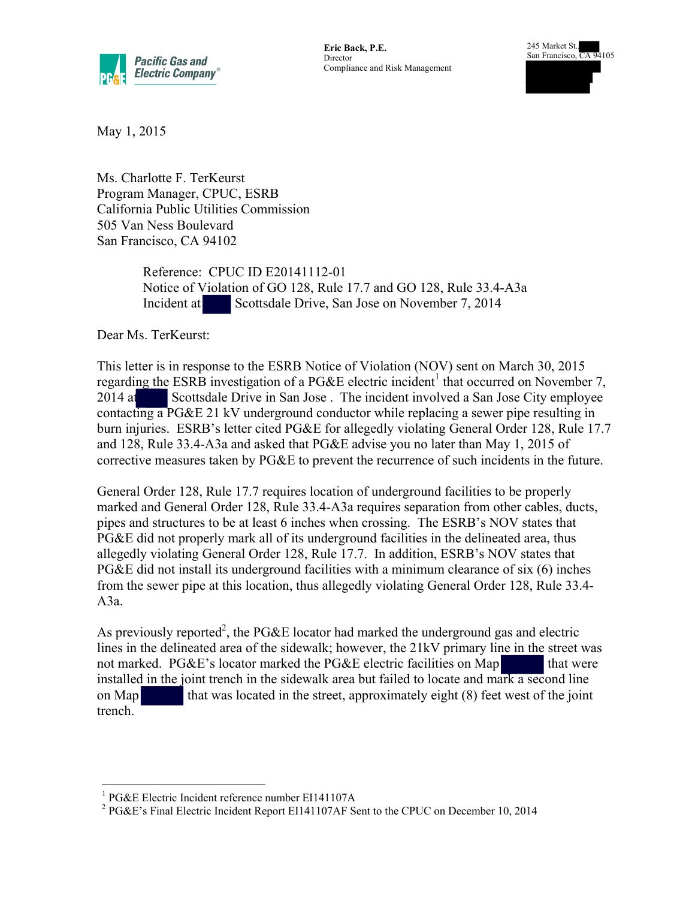**Pacific Gas and Electric Company®**

**Eric Back, P.E.**
Director
Compliance and Risk Management

245 Market St.
San Francisco, CA 94105

May 1, 2015

Ms. Charlotte F. TerKeurst
Program Manager, CPUC, ESRB
California Public Utilities Commission
505 Van Ness Boulevard
San Francisco, CA 94102

> Reference: CPUC ID E20141112-01
> Notice of Violation of GO 128, Rule 17.7 and GO 128, Rule 33.4-A3a
> Incident at Scottsdale Drive, San Jose on November 7, 2014

Dear Ms. TerKeurst:

This letter is in response to the ESRB Notice of Violation (NOV) sent on March 30, 2015 regarding the ESRB investigation of a PG&E electric incident[1] that occurred on November 7, 2014 at Scottsdale Drive in San Jose . The incident involved a San Jose City employee contacting a PG&E 21 kV underground conductor while replacing a sewer pipe resulting in burn injuries. ESRB's letter cited PG&E for allegedly violating General Order 128, Rule 17.7 and 128, Rule 33.4-A3a and asked that PG&E advise you no later than May 1, 2015 of corrective measures taken by PG&E to prevent the recurrence of such incidents in the future.

General Order 128, Rule 17.7 requires location of underground facilities to be properly marked and General Order 128, Rule 33.4-A3a requires separation from other cables, ducts, pipes and structures to be at least 6 inches when crossing. The ESRB's NOV states that PG&E did not properly mark all of its underground facilities in the delineated area, thus allegedly violating General Order 128, Rule 17.7. In addition, ESRB's NOV states that PG&E did not install its underground facilities with a minimum clearance of six (6) inches from the sewer pipe at this location, thus allegedly violating General Order 128, Rule 33.4-A3a.

As previously reported[2], the PG&E locator had marked the underground gas and electric lines in the delineated area of the sidewalk; however, the 21kV primary line in the street was not marked. PG&E's locator marked the PG&E electric facilities on Map that were installed in the joint trench in the sidewalk area but failed to locate and mark a second line on Map that was located in the street, approximately eight (8) feet west of the joint trench.

---

[1] PG&E Electric Incident reference number EI141107A

[2] PG&E's Final Electric Incident Report EI141107AF Sent to the CPUC on December 10, 2014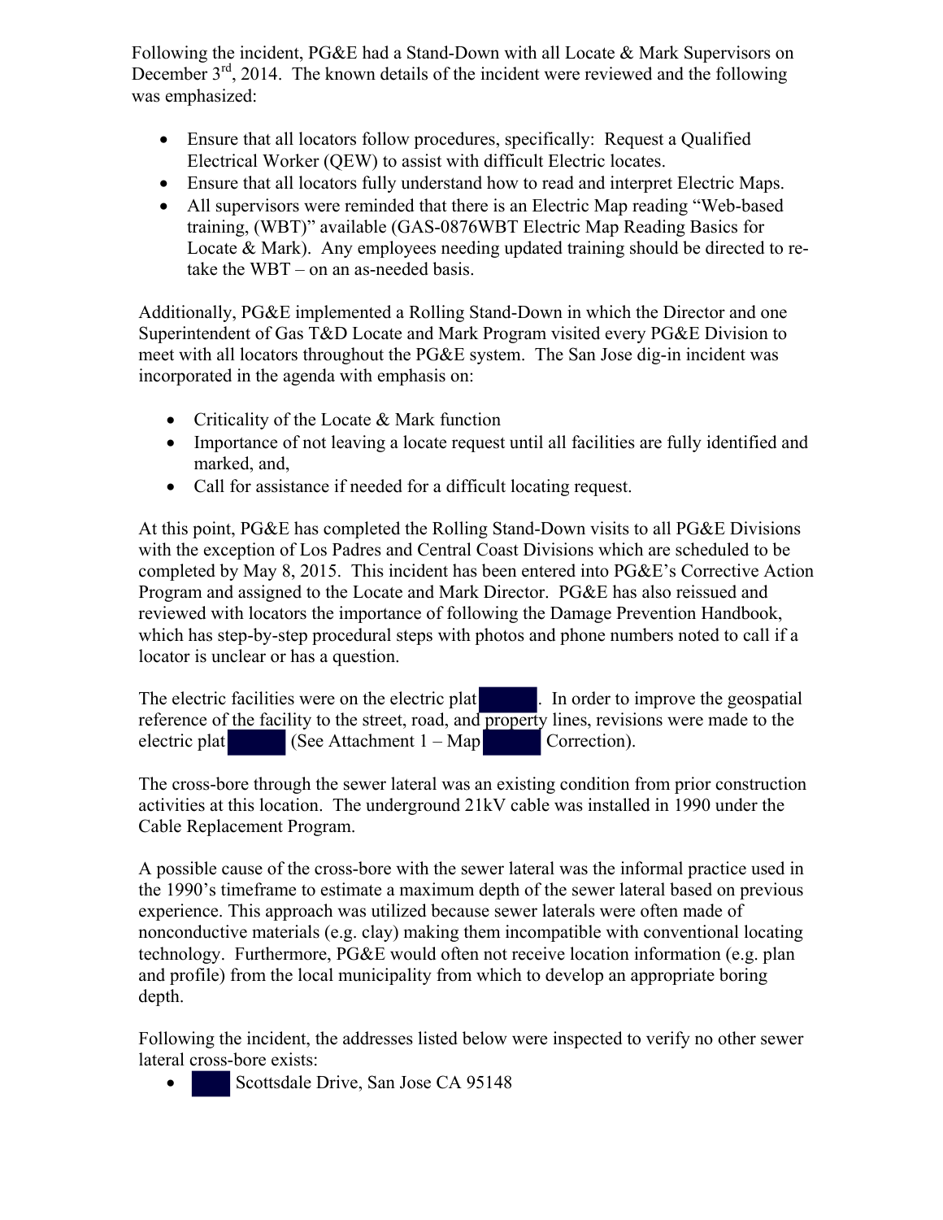Following the incident, PG&E had a Stand-Down with all Locate & Mark Supervisors on December 3rd, 2014. The known details of the incident were reviewed and the following was emphasized:

- Ensure that all locators follow procedures, specifically: Request a Qualified Electrical Worker (QEW) to assist with difficult Electric locates.
- Ensure that all locators fully understand how to read and interpret Electric Maps.
- All supervisors were reminded that there is an Electric Map reading "Web-based training, (WBT)" available (GAS-0876WBT Electric Map Reading Basics for Locate & Mark). Any employees needing updated training should be directed to re-take the WBT – on an as-needed basis.

Additionally, PG&E implemented a Rolling Stand-Down in which the Director and one Superintendent of Gas T&D Locate and Mark Program visited every PG&E Division to meet with all locators throughout the PG&E system. The San Jose dig-in incident was incorporated in the agenda with emphasis on:

- Criticality of the Locate & Mark function
- Importance of not leaving a locate request until all facilities are fully identified and marked, and,
- Call for assistance if needed for a difficult locating request.

At this point, PG&E has completed the Rolling Stand-Down visits to all PG&E Divisions with the exception of Los Padres and Central Coast Divisions which are scheduled to be completed by May 8, 2015. This incident has been entered into PG&E's Corrective Action Program and assigned to the Locate and Mark Director. PG&E has also reissued and reviewed with locators the importance of following the Damage Prevention Handbook, which has step-by-step procedural steps with photos and phone numbers noted to call if a locator is unclear or has a question.

The electric facilities were on the electric plat [REDACTED]. In order to improve the geospatial reference of the facility to the street, road, and property lines, revisions were made to the electric plat [REDACTED] (See Attachment 1 – Map [REDACTED] Correction).

The cross-bore through the sewer lateral was an existing condition from prior construction activities at this location. The underground 21kV cable was installed in 1990 under the Cable Replacement Program.

A possible cause of the cross-bore with the sewer lateral was the informal practice used in the 1990's timeframe to estimate a maximum depth of the sewer lateral based on previous experience. This approach was utilized because sewer laterals were often made of nonconductive materials (e.g. clay) making them incompatible with conventional locating technology. Furthermore, PG&E would often not receive location information (e.g. plan and profile) from the local municipality from which to develop an appropriate boring depth.

Following the incident, the addresses listed below were inspected to verify no other sewer lateral cross-bore exists:

- [REDACTED] Scottsdale Drive, San Jose CA 95148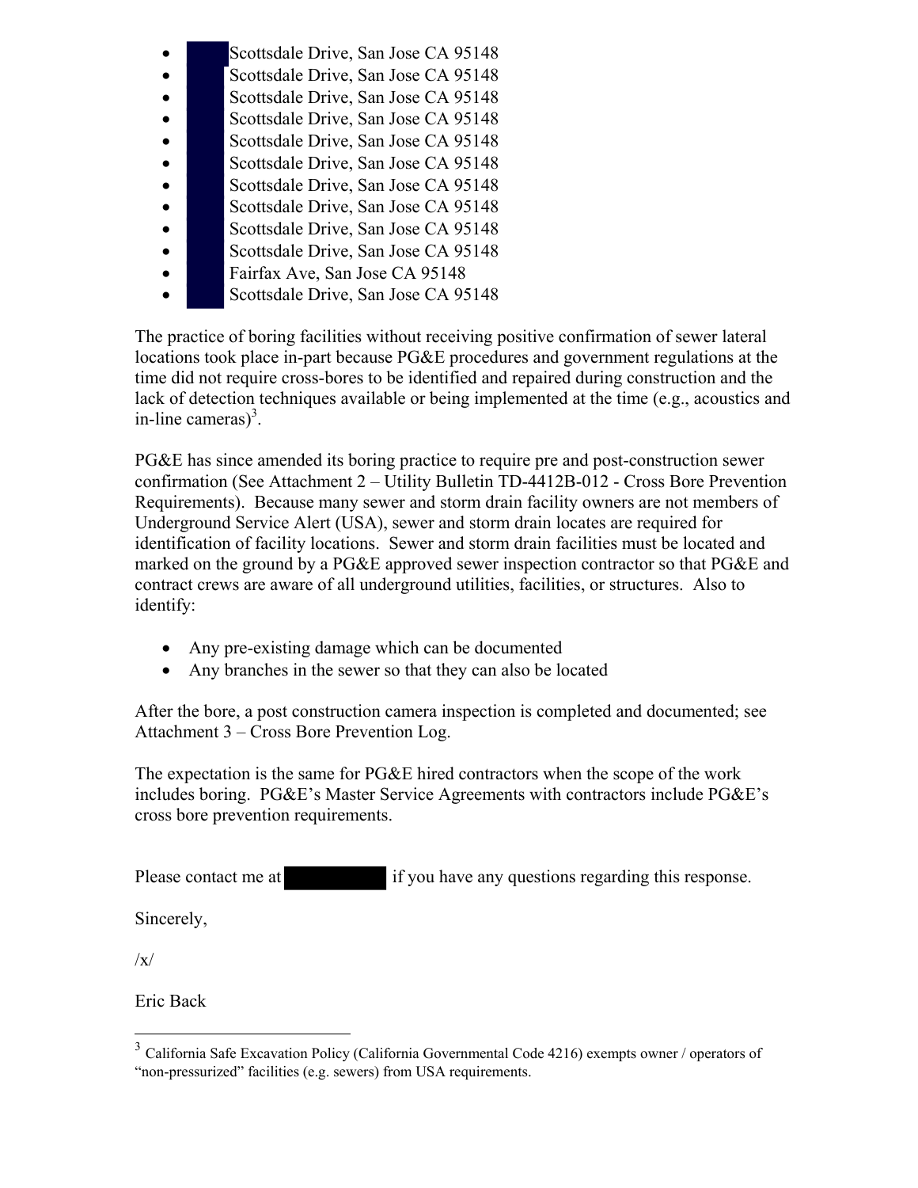- Scottsdale Drive, San Jose CA 95148
- Scottsdale Drive, San Jose CA 95148
- Scottsdale Drive, San Jose CA 95148
- Scottsdale Drive, San Jose CA 95148
- Scottsdale Drive, San Jose CA 95148
- Scottsdale Drive, San Jose CA 95148
- Scottsdale Drive, San Jose CA 95148
- Scottsdale Drive, San Jose CA 95148
- Scottsdale Drive, San Jose CA 95148
- Scottsdale Drive, San Jose CA 95148
- Fairfax Ave, San Jose CA 95148
- Scottsdale Drive, San Jose CA 95148

The practice of boring facilities without receiving positive confirmation of sewer lateral locations took place in-part because PG&E procedures and government regulations at the time did not require cross-bores to be identified and repaired during construction and the lack of detection techniques available or being implemented at the time (e.g., acoustics and in-line cameras)[3].

PG&E has since amended its boring practice to require pre and post-construction sewer confirmation (See Attachment 2 – Utility Bulletin TD-4412B-012 - Cross Bore Prevention Requirements). Because many sewer and storm drain facility owners are not members of Underground Service Alert (USA), sewer and storm drain locates are required for identification of facility locations. Sewer and storm drain facilities must be located and marked on the ground by a PG&E approved sewer inspection contractor so that PG&E and contract crews are aware of all underground utilities, facilities, or structures. Also to identify:

- Any pre-existing damage which can be documented
- Any branches in the sewer so that they can also be located

After the bore, a post construction camera inspection is completed and documented; see Attachment 3 – Cross Bore Prevention Log.

The expectation is the same for PG&E hired contractors when the scope of the work includes boring. PG&E's Master Service Agreements with contractors include PG&E's cross bore prevention requirements.

Please contact me at [REDACTED] if you have any questions regarding this response.

Sincerely,

/x/

Eric Back

---

[3] California Safe Excavation Policy (California Governmental Code 4216) exempts owner / operators of "non-pressurized" facilities (e.g. sewers) from USA requirements.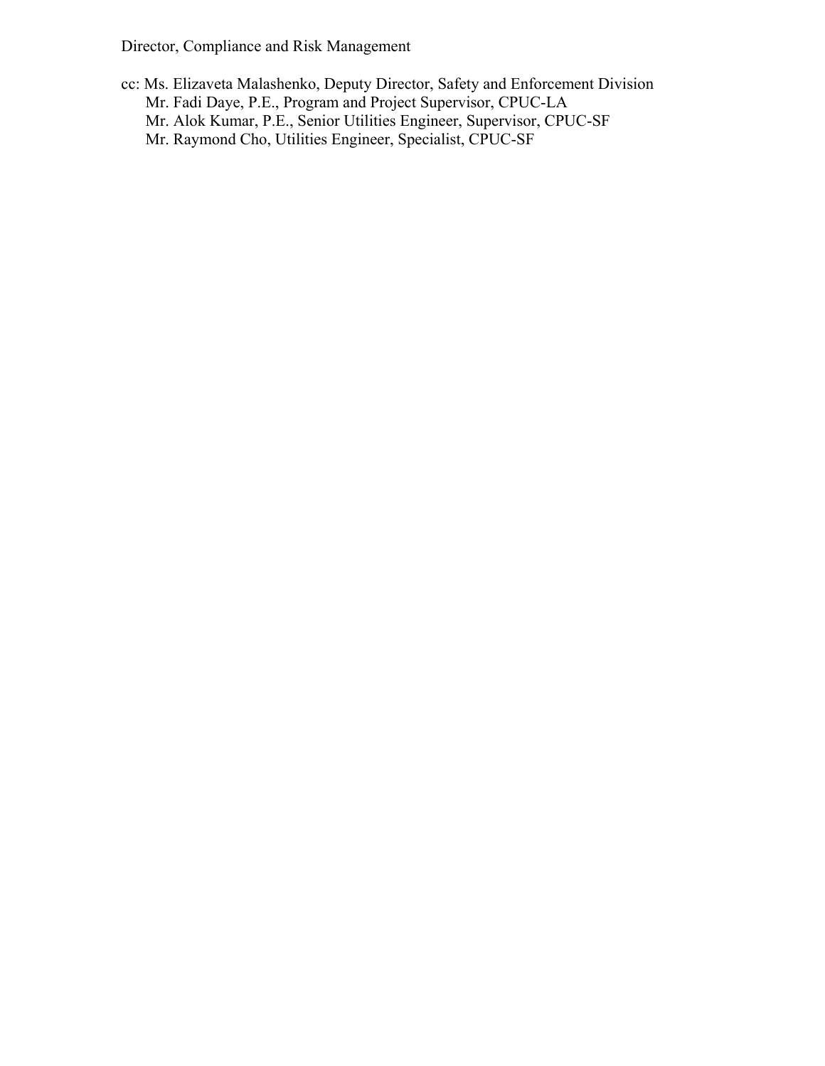Director, Compliance and Risk Management

cc: Ms. Elizaveta Malashenko, Deputy Director, Safety and Enforcement Division
Mr. Fadi Daye, P.E., Program and Project Supervisor, CPUC-LA
Mr. Alok Kumar, P.E., Senior Utilities Engineer, Supervisor, CPUC-SF
Mr. Raymond Cho, Utilities Engineer, Specialist, CPUC-SF